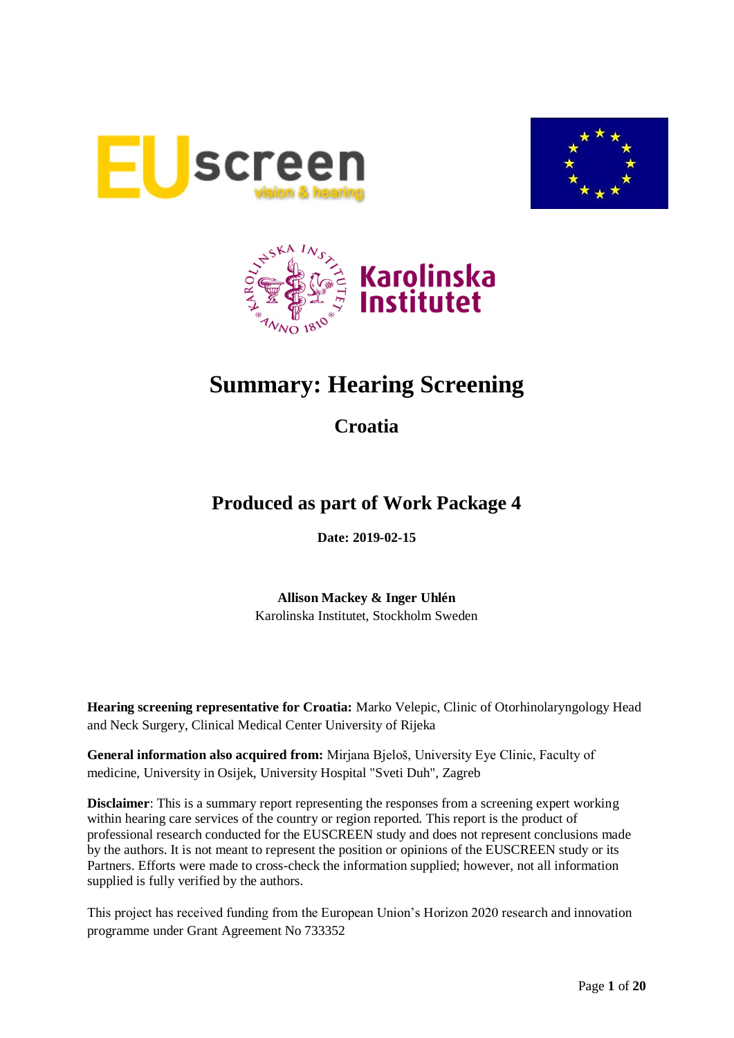# Summary: Hearing Screening

## Croatia

## Produced as part of Work Package 4

**Date: 2019-02-15**

**Allison Mackey & Inger Uhlén**
Karolinska Institutet, Stockholm Sweden

**Hearing screening representative for Croatia:** Marko Velepic, Clinic of Otorhinolaryngology Head and Neck Surgery, Clinical Medical Center University of Rijeka

**General information also acquired from:** Mirjana Bjeloš, University Eye Clinic, Faculty of medicine, University in Osijek, University Hospital "Sveti Duh", Zagreb

**Disclaimer**: This is a summary report representing the responses from a screening expert working within hearing care services of the country or region reported. This report is the product of professional research conducted for the EUSCREEN study and does not represent conclusions made by the authors. It is not meant to represent the position or opinions of the EUSCREEN study or its Partners. Efforts were made to cross-check the information supplied; however, not all information supplied is fully verified by the authors.

This project has received funding from the European Union's Horizon 2020 research and innovation programme under Grant Agreement No 733352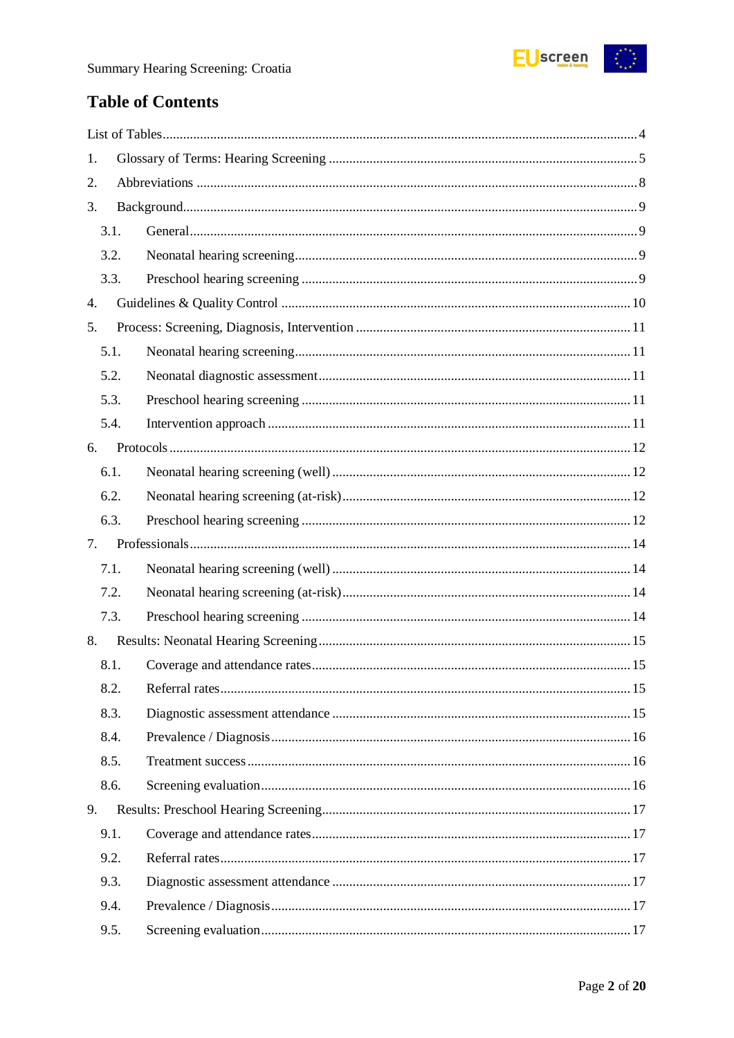# Table of Contents

List of Tables ... 4

1. Glossary of Terms: Hearing Screening ... 5
2. Abbreviations ... 8
3. Background ... 9
   - 3.1. General ... 9
   - 3.2. Neonatal hearing screening ... 9
   - 3.3. Preschool hearing screening ... 9
4. Guidelines & Quality Control ... 10
5. Process: Screening, Diagnosis, Intervention ... 11
   - 5.1. Neonatal hearing screening ... 11
   - 5.2. Neonatal diagnostic assessment ... 11
   - 5.3. Preschool hearing screening ... 11
   - 5.4. Intervention approach ... 11
6. Protocols ... 12
   - 6.1. Neonatal hearing screening (well) ... 12
   - 6.2. Neonatal hearing screening (at-risk) ... 12
   - 6.3. Preschool hearing screening ... 12
7. Professionals ... 14
   - 7.1. Neonatal hearing screening (well) ... 14
   - 7.2. Neonatal hearing screening (at-risk) ... 14
   - 7.3. Preschool hearing screening ... 14
8. Results: Neonatal Hearing Screening ... 15
   - 8.1. Coverage and attendance rates ... 15
   - 8.2. Referral rates ... 15
   - 8.3. Diagnostic assessment attendance ... 15
   - 8.4. Prevalence / Diagnosis ... 16
   - 8.5. Treatment success ... 16
   - 8.6. Screening evaluation ... 16
9. Results: Preschool Hearing Screening ... 17
   - 9.1. Coverage and attendance rates ... 17
   - 9.2. Referral rates ... 17
   - 9.3. Diagnostic assessment attendance ... 17
   - 9.4. Prevalence / Diagnosis ... 17
   - 9.5. Screening evaluation ... 17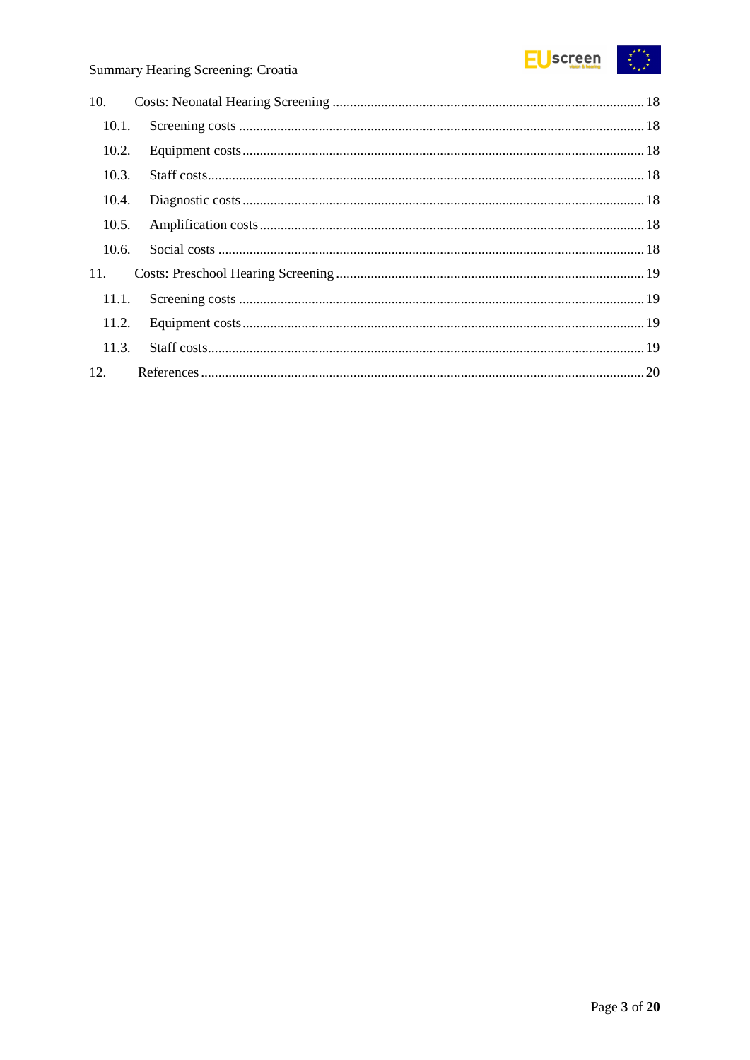10. Costs: Neonatal Hearing Screening ... 18
    - 10.1. Screening costs ... 18
    - 10.2. Equipment costs ... 18
    - 10.3. Staff costs ... 18
    - 10.4. Diagnostic costs ... 18
    - 10.5. Amplification costs ... 18
    - 10.6. Social costs ... 18

11. Costs: Preschool Hearing Screening ... 19
    - 11.1. Screening costs ... 19
    - 11.2. Equipment costs ... 19
    - 11.3. Staff costs ... 19

12. References ... 20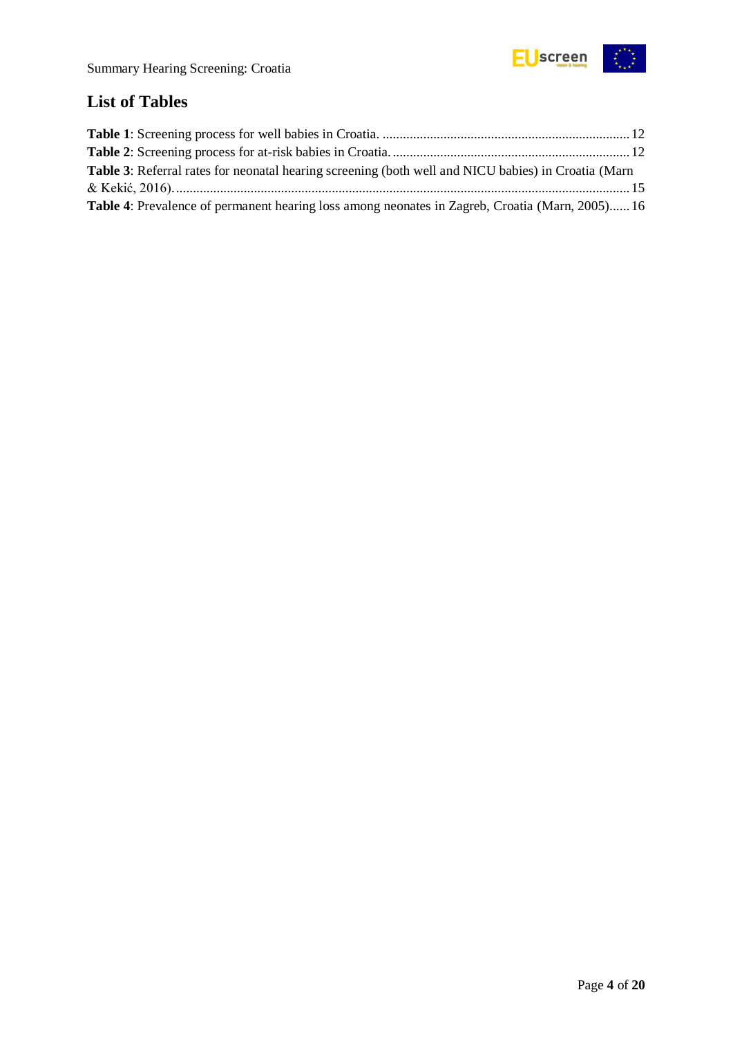## List of Tables

**Table 1**: Screening process for well babies in Croatia. ........................................................................ 12
**Table 2**: Screening process for at-risk babies in Croatia. ...................................................................... 12
**Table 3**: Referral rates for neonatal hearing screening (both well and NICU babies) in Croatia (Marn & Kekić, 2016). ....................................................................................................................................... 15
**Table 4**: Prevalence of permanent hearing loss among neonates in Zagreb, Croatia (Marn, 2005)...... 16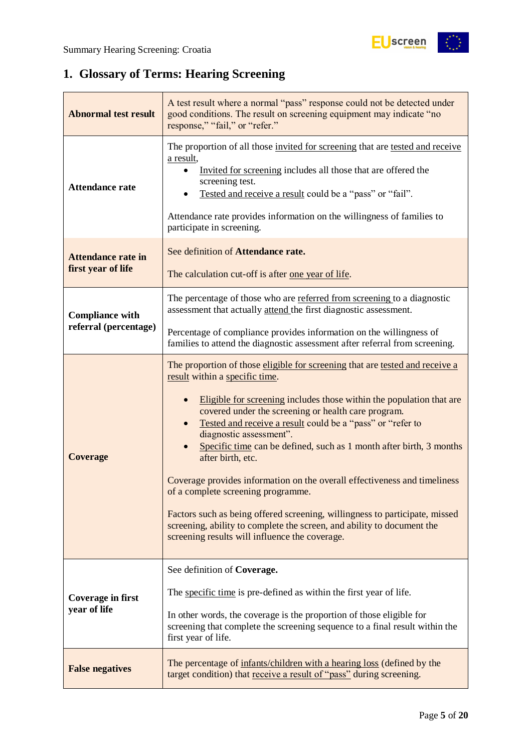## 1. Glossary of Terms: Hearing Screening

| | |
|---|---|
| **Abnormal test result** | A test result where a normal “pass” response could not be detected under good conditions. The result on screening equipment may indicate “no response,” “fail,” or “refer.” |
| **Attendance rate** | The proportion of all those invited for screening that are tested and receive a result,<br>• Invited for screening includes all those that are offered the screening test.<br>• Tested and receive a result could be a “pass” or “fail”.<br><br>Attendance rate provides information on the willingness of families to participate in screening. |
| **Attendance rate in first year of life** | See definition of **Attendance rate.**<br><br>The calculation cut-off is after one year of life. |
| **Compliance with referral (percentage)** | The percentage of those who are referred from screening to a diagnostic assessment that actually attend the first diagnostic assessment.<br><br>Percentage of compliance provides information on the willingness of families to attend the diagnostic assessment after referral from screening. |
| **Coverage** | The proportion of those eligible for screening that are tested and receive a result within a specific time.<br><br>• Eligible for screening includes those within the population that are covered under the screening or health care program.<br>• Tested and receive a result could be a “pass” or “refer to diagnostic assessment”.<br>• Specific time can be defined, such as 1 month after birth, 3 months after birth, etc.<br><br>Coverage provides information on the overall effectiveness and timeliness of a complete screening programme.<br><br>Factors such as being offered screening, willingness to participate, missed screening, ability to complete the screen, and ability to document the screening results will influence the coverage. |
| **Coverage in first year of life** | See definition of **Coverage.**<br><br>The specific time is pre-defined as within the first year of life.<br><br>In other words, the coverage is the proportion of those eligible for screening that complete the screening sequence to a final result within the first year of life. |
| **False negatives** | The percentage of infants/children with a hearing loss (defined by the target condition) that receive a result of “pass” during screening. |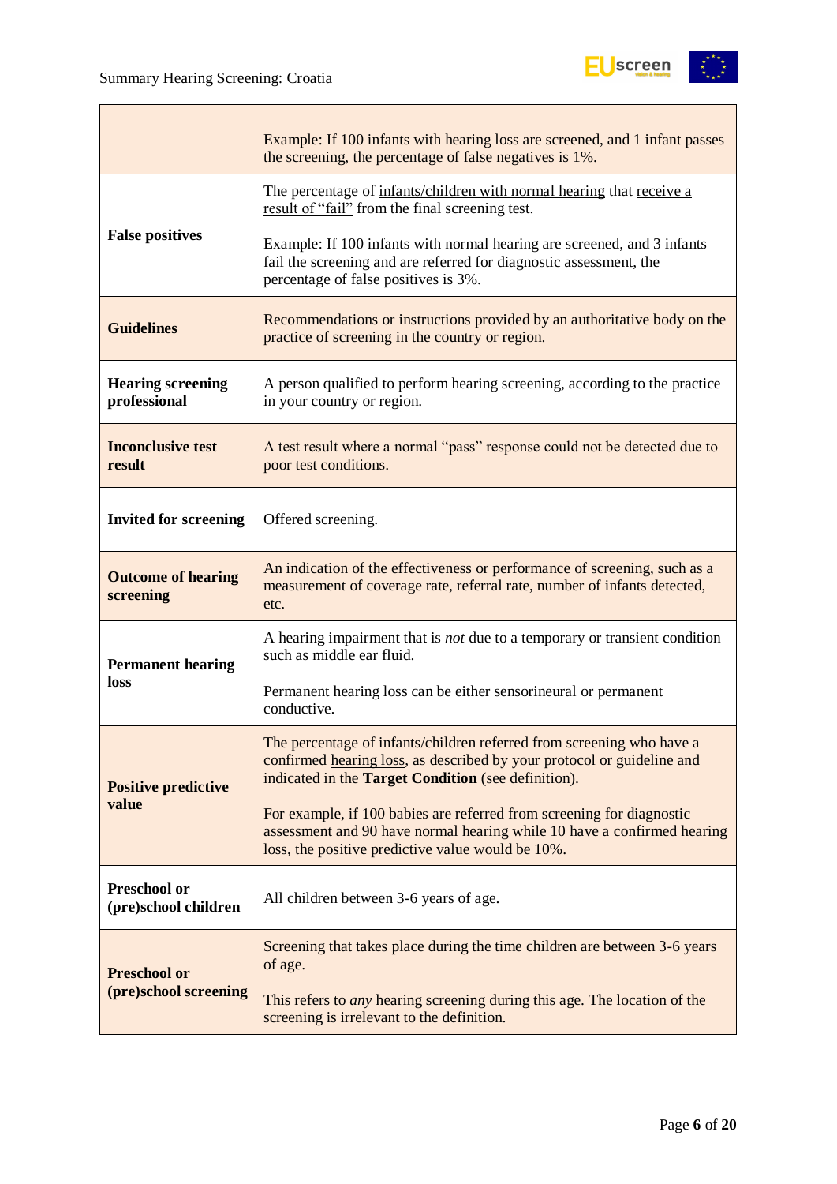| | |
|---|---|
| | Example: If 100 infants with hearing loss are screened, and 1 infant passes the screening, the percentage of false negatives is 1%. |
| **False positives** | The percentage of infants/children with normal hearing that receive a result of "fail" from the final screening test.<br><br>Example: If 100 infants with normal hearing are screened, and 3 infants fail the screening and are referred for diagnostic assessment, the percentage of false positives is 3%. |
| **Guidelines** | Recommendations or instructions provided by an authoritative body on the practice of screening in the country or region. |
| **Hearing screening professional** | A person qualified to perform hearing screening, according to the practice in your country or region. |
| **Inconclusive test result** | A test result where a normal "pass" response could not be detected due to poor test conditions. |
| **Invited for screening** | Offered screening. |
| **Outcome of hearing screening** | An indication of the effectiveness or performance of screening, such as a measurement of coverage rate, referral rate, number of infants detected, etc. |
| **Permanent hearing loss** | A hearing impairment that is *not* due to a temporary or transient condition such as middle ear fluid.<br><br>Permanent hearing loss can be either sensorineural or permanent conductive. |
| **Positive predictive value** | The percentage of infants/children referred from screening who have a confirmed hearing loss, as described by your protocol or guideline and indicated in the **Target Condition** (see definition).<br><br>For example, if 100 babies are referred from screening for diagnostic assessment and 90 have normal hearing while 10 have a confirmed hearing loss, the positive predictive value would be 10%. |
| **Preschool or (pre)school children** | All children between 3-6 years of age. |
| **Preschool or (pre)school screening** | Screening that takes place during the time children are between 3-6 years of age.<br><br>This refers to *any* hearing screening during this age. The location of the screening is irrelevant to the definition. |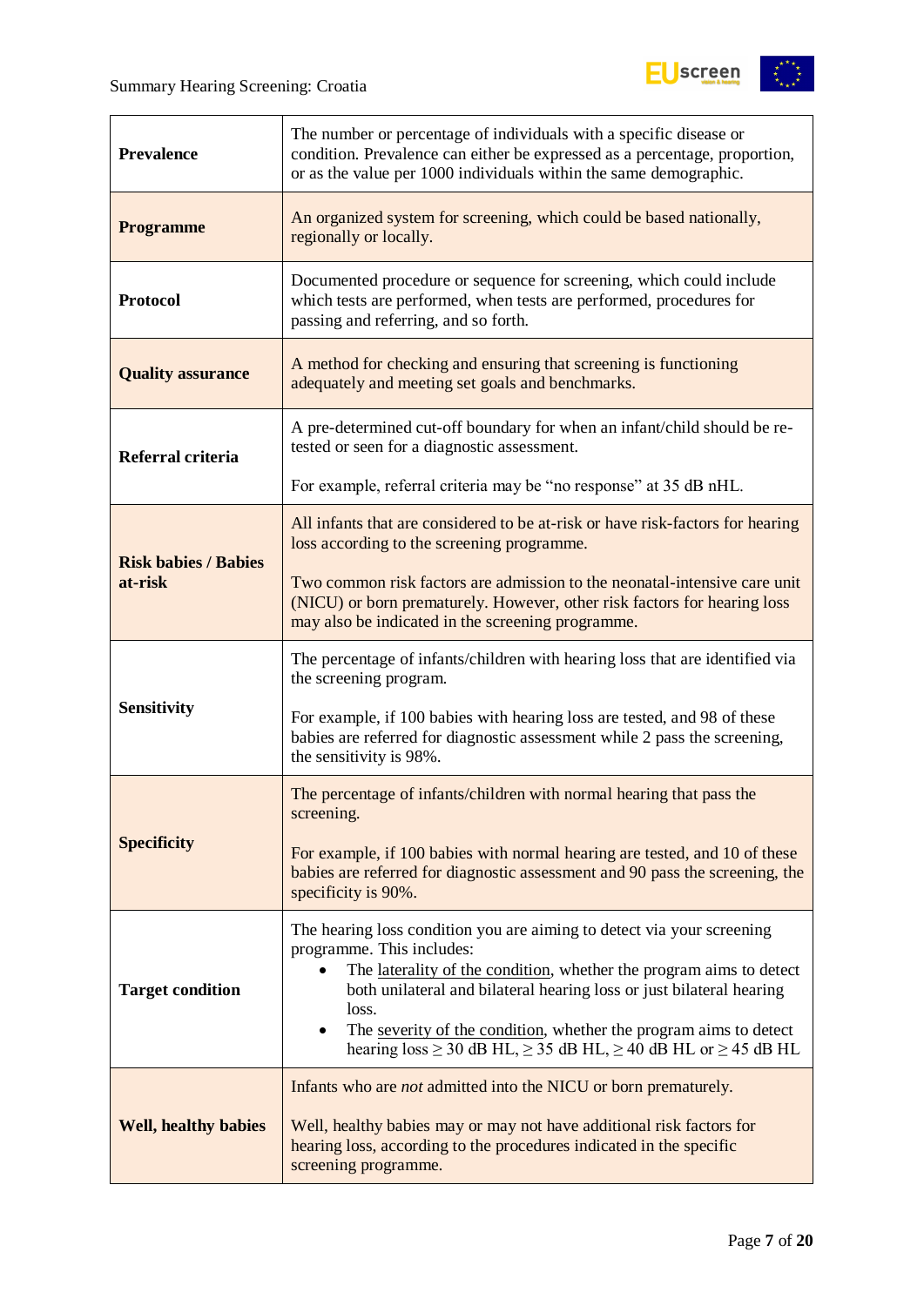| | |
|---|---|
| **Prevalence** | The number or percentage of individuals with a specific disease or condition. Prevalence can either be expressed as a percentage, proportion, or as the value per 1000 individuals within the same demographic. |
| **Programme** | An organized system for screening, which could be based nationally, regionally or locally. |
| **Protocol** | Documented procedure or sequence for screening, which could include which tests are performed, when tests are performed, procedures for passing and referring, and so forth. |
| **Quality assurance** | A method for checking and ensuring that screening is functioning adequately and meeting set goals and benchmarks. |
| **Referral criteria** | A pre-determined cut-off boundary for when an infant/child should be re-tested or seen for a diagnostic assessment.<br><br>For example, referral criteria may be "no response" at 35 dB nHL. |
| **Risk babies / Babies at-risk** | All infants that are considered to be at-risk or have risk-factors for hearing loss according to the screening programme.<br><br>Two common risk factors are admission to the neonatal-intensive care unit (NICU) or born prematurely. However, other risk factors for hearing loss may also be indicated in the screening programme. |
| **Sensitivity** | The percentage of infants/children with hearing loss that are identified via the screening program.<br><br>For example, if 100 babies with hearing loss are tested, and 98 of these babies are referred for diagnostic assessment while 2 pass the screening, the sensitivity is 98%. |
| **Specificity** | The percentage of infants/children with normal hearing that pass the screening.<br><br>For example, if 100 babies with normal hearing are tested, and 10 of these babies are referred for diagnostic assessment and 90 pass the screening, the specificity is 90%. |
| **Target condition** | The hearing loss condition you are aiming to detect via your screening programme. This includes:<br>• The laterality of the condition, whether the program aims to detect both unilateral and bilateral hearing loss or just bilateral hearing loss.<br>• The severity of the condition, whether the program aims to detect hearing loss ≥ 30 dB HL, ≥ 35 dB HL, ≥ 40 dB HL or ≥ 45 dB HL |
| **Well, healthy babies** | Infants who are *not* admitted into the NICU or born prematurely.<br><br>Well, healthy babies may or may not have additional risk factors for hearing loss, according to the procedures indicated in the specific screening programme. |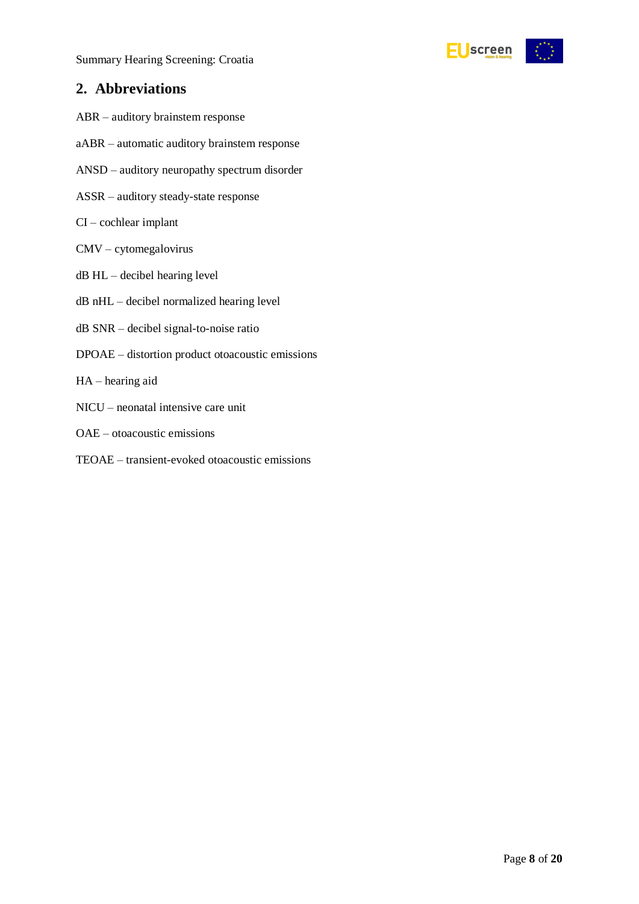## 2. Abbreviations

ABR – auditory brainstem response

aABR – automatic auditory brainstem response

ANSD – auditory neuropathy spectrum disorder

ASSR – auditory steady-state response

CI – cochlear implant

CMV – cytomegalovirus

dB HL – decibel hearing level

dB nHL – decibel normalized hearing level

dB SNR – decibel signal-to-noise ratio

DPOAE – distortion product otoacoustic emissions

HA – hearing aid

NICU – neonatal intensive care unit

OAE – otoacoustic emissions

TEOAE – transient-evoked otoacoustic emissions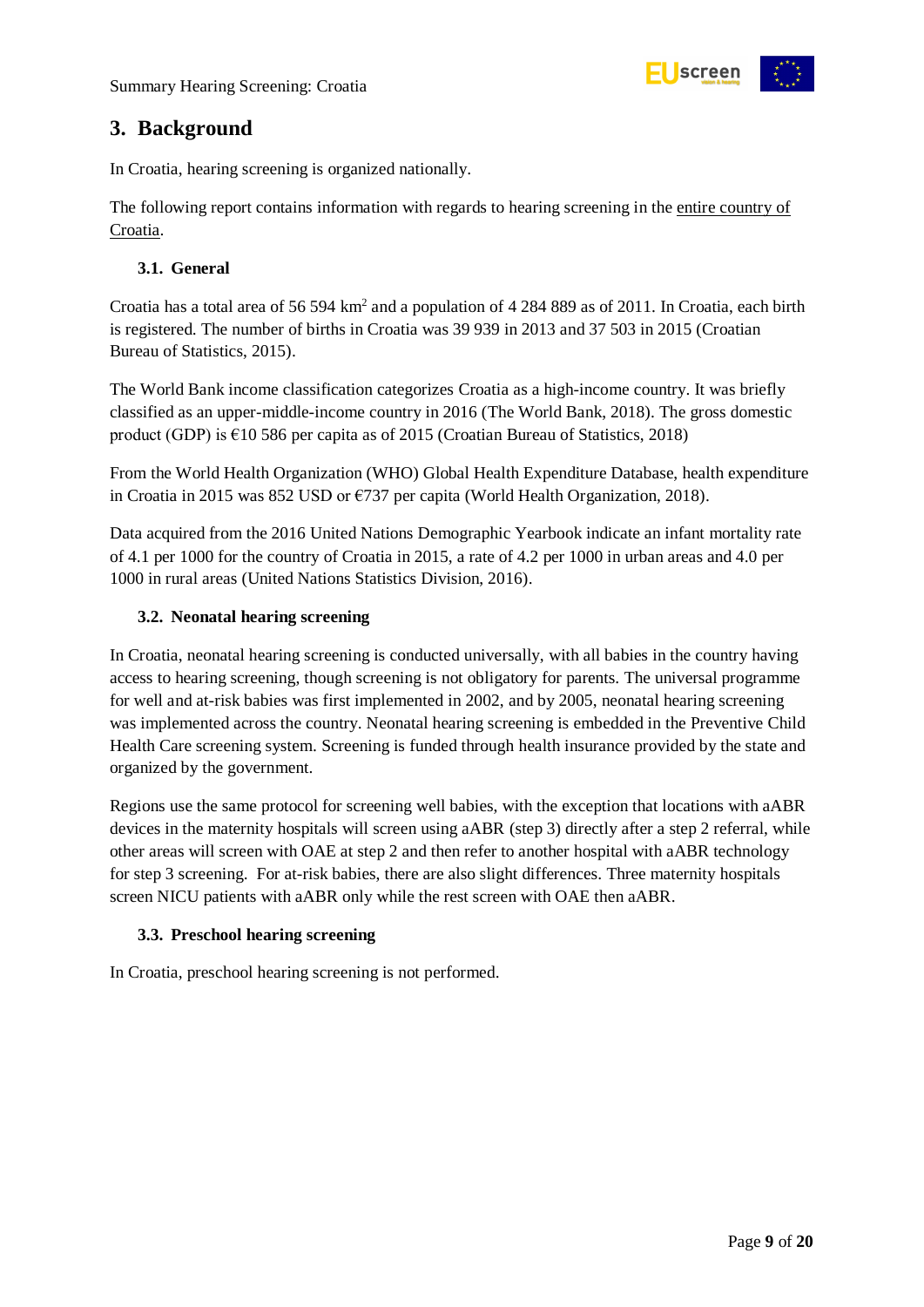## 3. Background

In Croatia, hearing screening is organized nationally.

The following report contains information with regards to hearing screening in the entire country of Croatia.

### 3.1. General

Croatia has a total area of 56 594 km$^2$ and a population of 4 284 889 as of 2011. In Croatia, each birth is registered. The number of births in Croatia was 39 939 in 2013 and 37 503 in 2015 (Croatian Bureau of Statistics, 2015).

The World Bank income classification categorizes Croatia as a high-income country. It was briefly classified as an upper-middle-income country in 2016 (The World Bank, 2018). The gross domestic product (GDP) is €10 586 per capita as of 2015 (Croatian Bureau of Statistics, 2018)

From the World Health Organization (WHO) Global Health Expenditure Database, health expenditure in Croatia in 2015 was 852 USD or €737 per capita (World Health Organization, 2018).

Data acquired from the 2016 United Nations Demographic Yearbook indicate an infant mortality rate of 4.1 per 1000 for the country of Croatia in 2015, a rate of 4.2 per 1000 in urban areas and 4.0 per 1000 in rural areas (United Nations Statistics Division, 2016).

### 3.2. Neonatal hearing screening

In Croatia, neonatal hearing screening is conducted universally, with all babies in the country having access to hearing screening, though screening is not obligatory for parents. The universal programme for well and at-risk babies was first implemented in 2002, and by 2005, neonatal hearing screening was implemented across the country. Neonatal hearing screening is embedded in the Preventive Child Health Care screening system. Screening is funded through health insurance provided by the state and organized by the government.

Regions use the same protocol for screening well babies, with the exception that locations with aABR devices in the maternity hospitals will screen using aABR (step 3) directly after a step 2 referral, while other areas will screen with OAE at step 2 and then refer to another hospital with aABR technology for step 3 screening. For at-risk babies, there are also slight differences. Three maternity hospitals screen NICU patients with aABR only while the rest screen with OAE then aABR.

### 3.3. Preschool hearing screening

In Croatia, preschool hearing screening is not performed.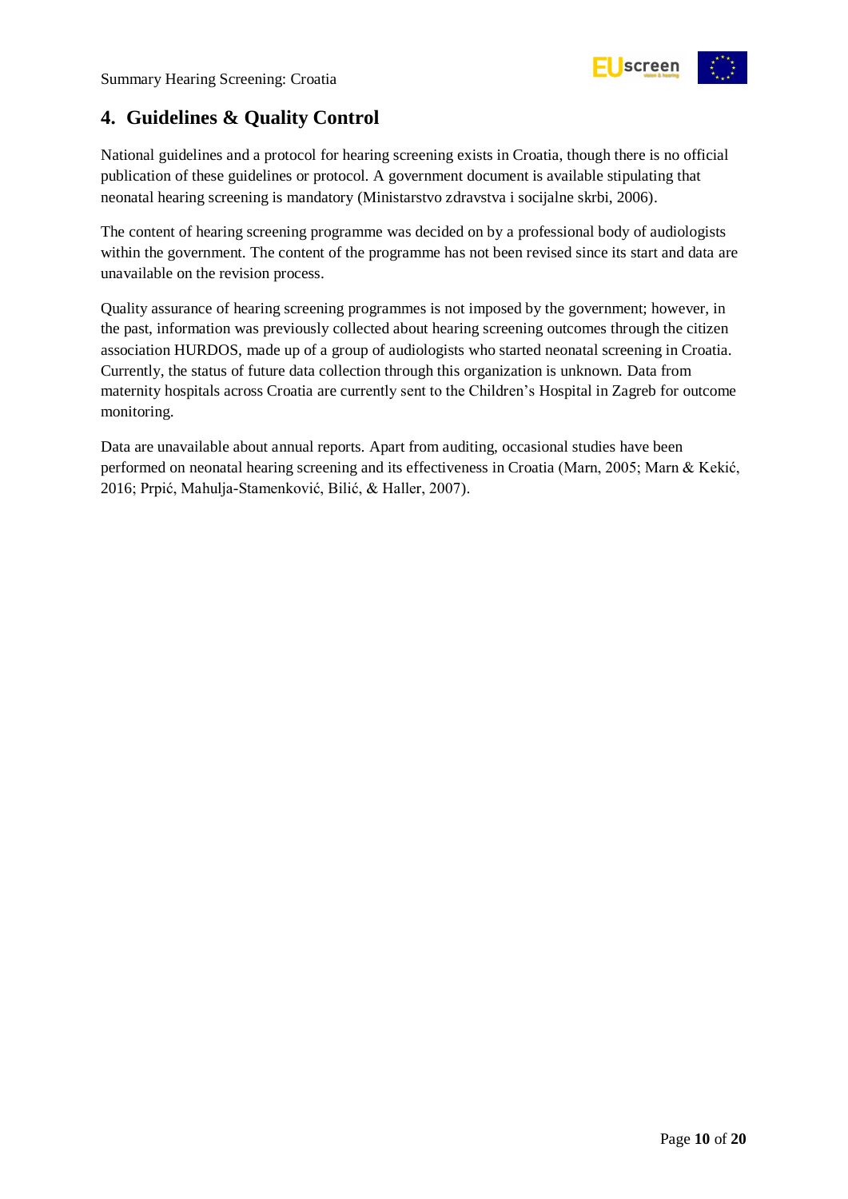## 4. Guidelines & Quality Control

National guidelines and a protocol for hearing screening exists in Croatia, though there is no official publication of these guidelines or protocol. A government document is available stipulating that neonatal hearing screening is mandatory (Ministarstvo zdravstva i socijalne skrbi, 2006).

The content of hearing screening programme was decided on by a professional body of audiologists within the government. The content of the programme has not been revised since its start and data are unavailable on the revision process.

Quality assurance of hearing screening programmes is not imposed by the government; however, in the past, information was previously collected about hearing screening outcomes through the citizen association HURDOS, made up of a group of audiologists who started neonatal screening in Croatia. Currently, the status of future data collection through this organization is unknown. Data from maternity hospitals across Croatia are currently sent to the Children's Hospital in Zagreb for outcome monitoring.

Data are unavailable about annual reports. Apart from auditing, occasional studies have been performed on neonatal hearing screening and its effectiveness in Croatia (Marn, 2005; Marn & Kekić, 2016; Prpić, Mahulja-Stamenković, Bilić, & Haller, 2007).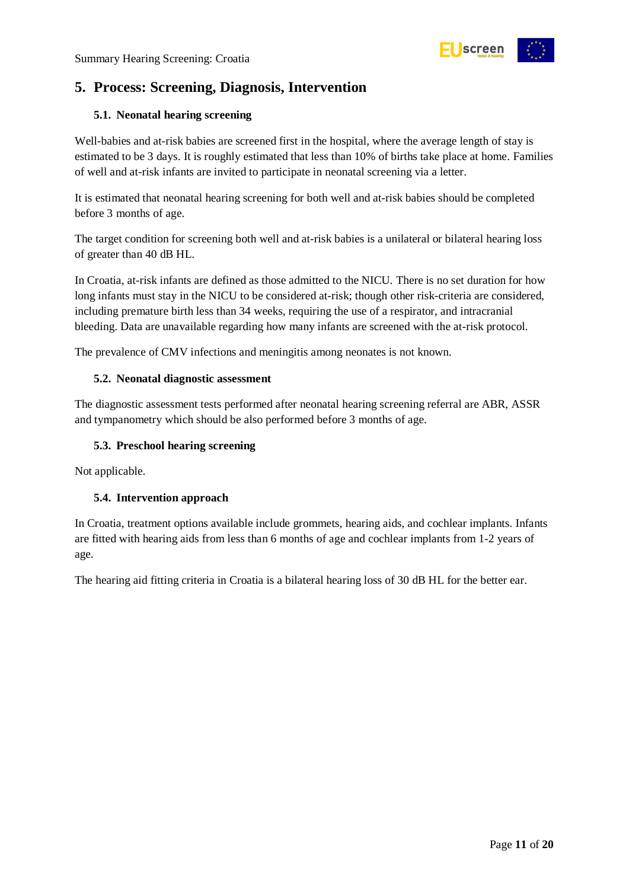## 5. Process: Screening, Diagnosis, Intervention

### 5.1. Neonatal hearing screening

Well-babies and at-risk babies are screened first in the hospital, where the average length of stay is estimated to be 3 days. It is roughly estimated that less than 10% of births take place at home. Families of well and at-risk infants are invited to participate in neonatal screening via a letter.

It is estimated that neonatal hearing screening for both well and at-risk babies should be completed before 3 months of age.

The target condition for screening both well and at-risk babies is a unilateral or bilateral hearing loss of greater than 40 dB HL.

In Croatia, at-risk infants are defined as those admitted to the NICU. There is no set duration for how long infants must stay in the NICU to be considered at-risk; though other risk-criteria are considered, including premature birth less than 34 weeks, requiring the use of a respirator, and intracranial bleeding. Data are unavailable regarding how many infants are screened with the at-risk protocol.

The prevalence of CMV infections and meningitis among neonates is not known.

### 5.2. Neonatal diagnostic assessment

The diagnostic assessment tests performed after neonatal hearing screening referral are ABR, ASSR and tympanometry which should be also performed before 3 months of age.

### 5.3. Preschool hearing screening

Not applicable.

### 5.4. Intervention approach

In Croatia, treatment options available include grommets, hearing aids, and cochlear implants. Infants are fitted with hearing aids from less than 6 months of age and cochlear implants from 1-2 years of age.

The hearing aid fitting criteria in Croatia is a bilateral hearing loss of 30 dB HL for the better ear.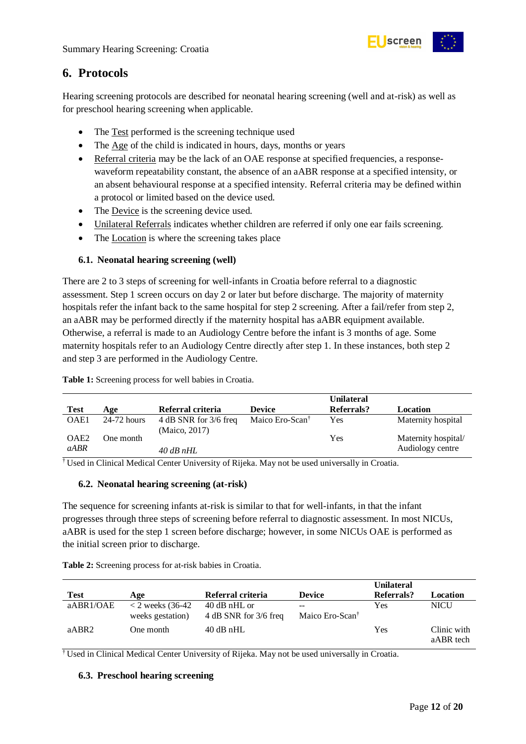## 6. Protocols

Hearing screening protocols are described for neonatal hearing screening (well and at-risk) as well as for preschool hearing screening when applicable.

- The Test performed is the screening technique used
- The Age of the child is indicated in hours, days, months or years
- Referral criteria may be the lack of an OAE response at specified frequencies, a response-waveform repeatability constant, the absence of an aABR response at a specified intensity, or an absent behavioural response at a specified intensity. Referral criteria may be defined within a protocol or limited based on the device used.
- The Device is the screening device used.
- Unilateral Referrals indicates whether children are referred if only one ear fails screening.
- The Location is where the screening takes place

### 6.1. Neonatal hearing screening (well)

There are 2 to 3 steps of screening for well-infants in Croatia before referral to a diagnostic assessment. Step 1 screen occurs on day 2 or later but before discharge. The majority of maternity hospitals refer the infant back to the same hospital for step 2 screening. After a fail/refer from step 2, an aABR may be performed directly if the maternity hospital has aABR equipment available. Otherwise, a referral is made to an Audiology Centre before the infant is 3 months of age. Some maternity hospitals refer to an Audiology Centre directly after step 1. In these instances, both step 2 and step 3 are performed in the Audiology Centre.

**Table 1:** Screening process for well babies in Croatia.

| Test | Age | Referral criteria | Device | Unilateral Referrals? | Location |
|---|---|---|---|---|---|
| OAE1 | 24-72 hours | 4 dB SNR for 3/6 freq (Maico, 2017) | Maico Ero-Scan† | Yes | Maternity hospital |
| OAE2<br>*aABR* | One month | <br>*40 dB nHL* | | Yes | Maternity hospital/ Audiology centre |

† Used in Clinical Medical Center University of Rijeka. May not be used universally in Croatia.

### 6.2. Neonatal hearing screening (at-risk)

The sequence for screening infants at-risk is similar to that for well-infants, in that the infant progresses through three steps of screening before referral to diagnostic assessment. In most NICUs, aABR is used for the step 1 screen before discharge; however, in some NICUs OAE is performed as the initial screen prior to discharge.

**Table 2:** Screening process for at-risk babies in Croatia.

| Test | Age | Referral criteria | Device | Unilateral Referrals? | Location |
|---|---|---|---|---|---|
| aABR1/OAE | < 2 weeks (36-42 weeks gestation) | 40 dB nHL or 4 dB SNR for 3/6 freq | --<br>Maico Ero-Scan† | Yes | NICU |
| aABR2 | One month | 40 dB nHL | | Yes | Clinic with aABR tech |

† Used in Clinical Medical Center University of Rijeka. May not be used universally in Croatia.

### 6.3. Preschool hearing screening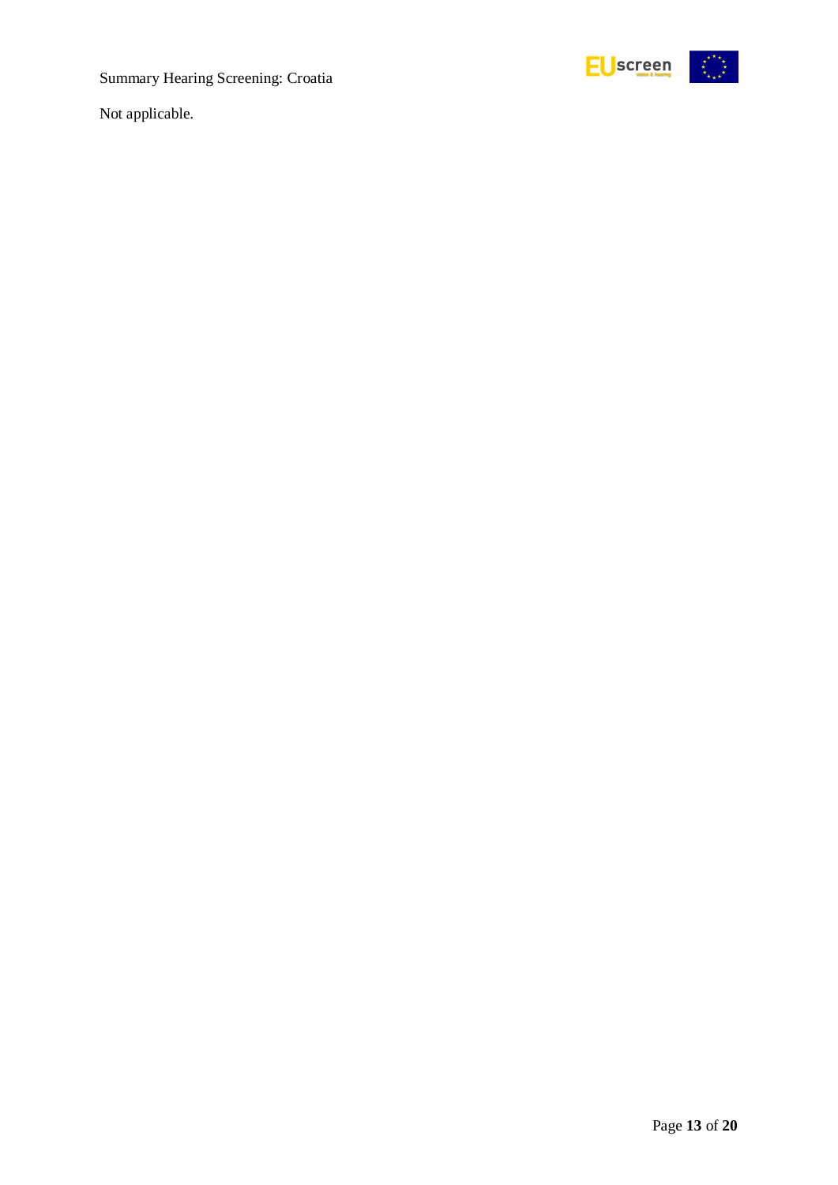Not applicable.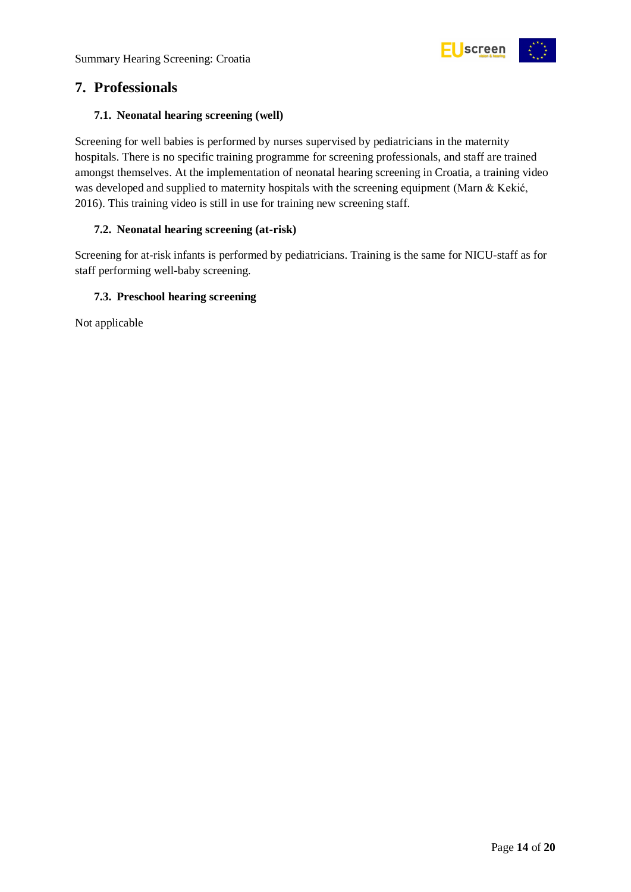## 7. Professionals

### 7.1. Neonatal hearing screening (well)

Screening for well babies is performed by nurses supervised by pediatricians in the maternity hospitals. There is no specific training programme for screening professionals, and staff are trained amongst themselves. At the implementation of neonatal hearing screening in Croatia, a training video was developed and supplied to maternity hospitals with the screening equipment (Marn & Kekić, 2016). This training video is still in use for training new screening staff.

### 7.2. Neonatal hearing screening (at-risk)

Screening for at-risk infants is performed by pediatricians. Training is the same for NICU-staff as for staff performing well-baby screening.

### 7.3. Preschool hearing screening

Not applicable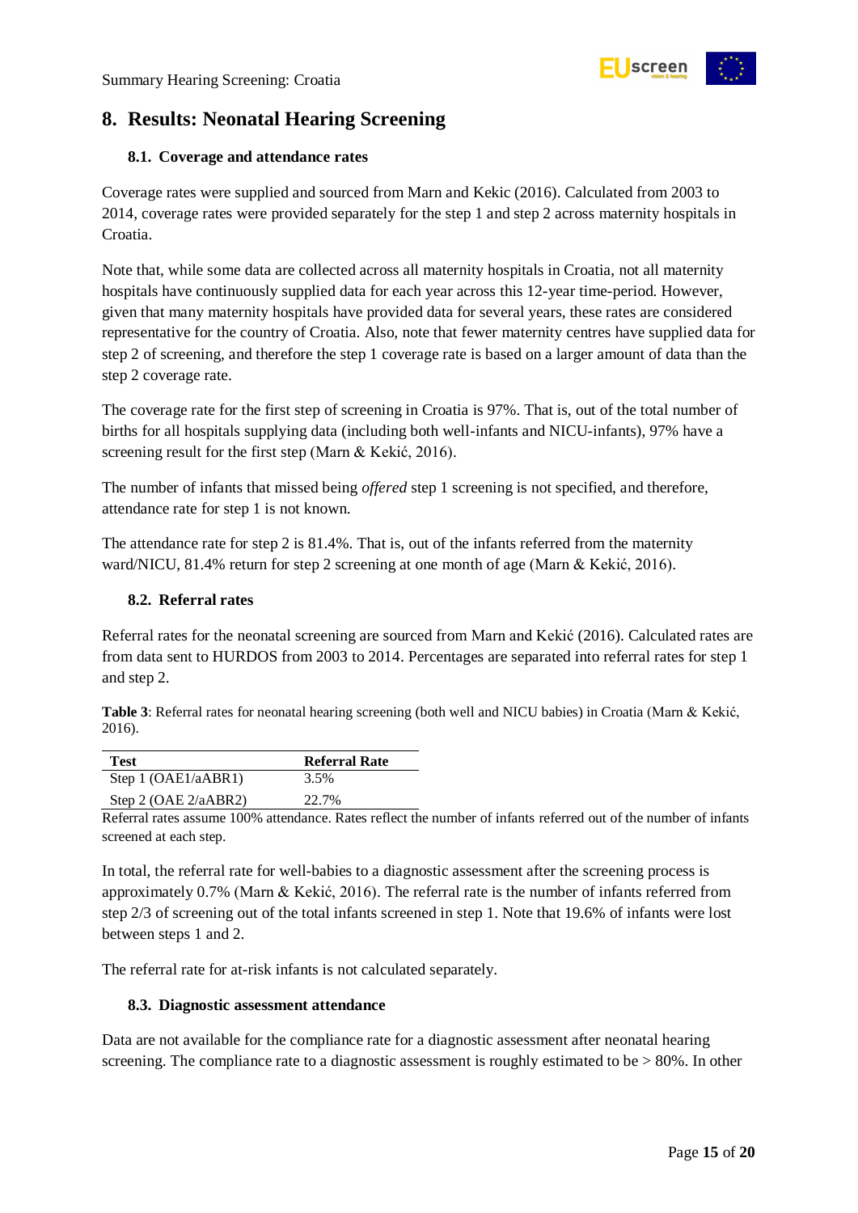# 8. Results: Neonatal Hearing Screening

## 8.1. Coverage and attendance rates

Coverage rates were supplied and sourced from Marn and Kekic (2016). Calculated from 2003 to 2014, coverage rates were provided separately for the step 1 and step 2 across maternity hospitals in Croatia.

Note that, while some data are collected across all maternity hospitals in Croatia, not all maternity hospitals have continuously supplied data for each year across this 12-year time-period. However, given that many maternity hospitals have provided data for several years, these rates are considered representative for the country of Croatia. Also, note that fewer maternity centres have supplied data for step 2 of screening, and therefore the step 1 coverage rate is based on a larger amount of data than the step 2 coverage rate.

The coverage rate for the first step of screening in Croatia is 97%. That is, out of the total number of births for all hospitals supplying data (including both well-infants and NICU-infants), 97% have a screening result for the first step (Marn & Kekić, 2016).

The number of infants that missed being *offered* step 1 screening is not specified, and therefore, attendance rate for step 1 is not known.

The attendance rate for step 2 is 81.4%. That is, out of the infants referred from the maternity ward/NICU, 81.4% return for step 2 screening at one month of age (Marn & Kekić, 2016).

## 8.2. Referral rates

Referral rates for the neonatal screening are sourced from Marn and Kekić (2016). Calculated rates are from data sent to HURDOS from 2003 to 2014. Percentages are separated into referral rates for step 1 and step 2.

**Table 3**: Referral rates for neonatal hearing screening (both well and NICU babies) in Croatia (Marn & Kekić, 2016).

| Test | Referral Rate |
|---|---|
| Step 1 (OAE1/aABR1) | 3.5% |
| Step 2 (OAE 2/aABR2) | 22.7% |

Referral rates assume 100% attendance. Rates reflect the number of infants referred out of the number of infants screened at each step.

In total, the referral rate for well-babies to a diagnostic assessment after the screening process is approximately 0.7% (Marn & Kekić, 2016). The referral rate is the number of infants referred from step 2/3 of screening out of the total infants screened in step 1. Note that 19.6% of infants were lost between steps 1 and 2.

The referral rate for at-risk infants is not calculated separately.

## 8.3. Diagnostic assessment attendance

Data are not available for the compliance rate for a diagnostic assessment after neonatal hearing screening. The compliance rate to a diagnostic assessment is roughly estimated to be > 80%. In other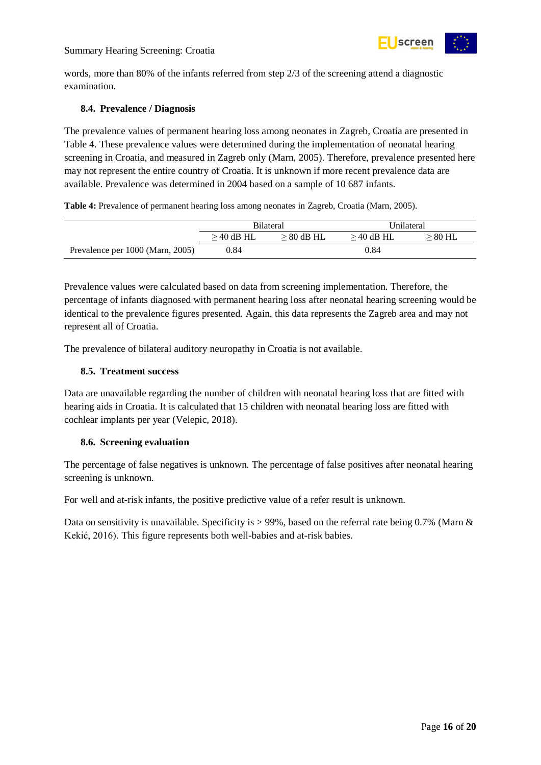words, more than 80% of the infants referred from step 2/3 of the screening attend a diagnostic examination.

### 8.4. Prevalence / Diagnosis

The prevalence values of permanent hearing loss among neonates in Zagreb, Croatia are presented in Table 4. These prevalence values were determined during the implementation of neonatal hearing screening in Croatia, and measured in Zagreb only (Marn, 2005). Therefore, prevalence presented here may not represent the entire country of Croatia. It is unknown if more recent prevalence data are available. Prevalence was determined in 2004 based on a sample of 10 687 infants.

**Table 4:** Prevalence of permanent hearing loss among neonates in Zagreb, Croatia (Marn, 2005).

| | Bilateral | | Unilateral | |
|---|---|---|---|---|
| | ≥ 40 dB HL | ≥ 80 dB HL | ≥ 40 dB HL | ≥ 80 HL |
| Prevalence per 1000 (Marn, 2005) | 0.84 | | 0.84 | |

Prevalence values were calculated based on data from screening implementation. Therefore, the percentage of infants diagnosed with permanent hearing loss after neonatal hearing screening would be identical to the prevalence figures presented. Again, this data represents the Zagreb area and may not represent all of Croatia.

The prevalence of bilateral auditory neuropathy in Croatia is not available.

### 8.5. Treatment success

Data are unavailable regarding the number of children with neonatal hearing loss that are fitted with hearing aids in Croatia. It is calculated that 15 children with neonatal hearing loss are fitted with cochlear implants per year (Velepic, 2018).

### 8.6. Screening evaluation

The percentage of false negatives is unknown. The percentage of false positives after neonatal hearing screening is unknown.

For well and at-risk infants, the positive predictive value of a refer result is unknown.

Data on sensitivity is unavailable. Specificity is > 99%, based on the referral rate being 0.7% (Marn & Kekić, 2016). This figure represents both well-babies and at-risk babies.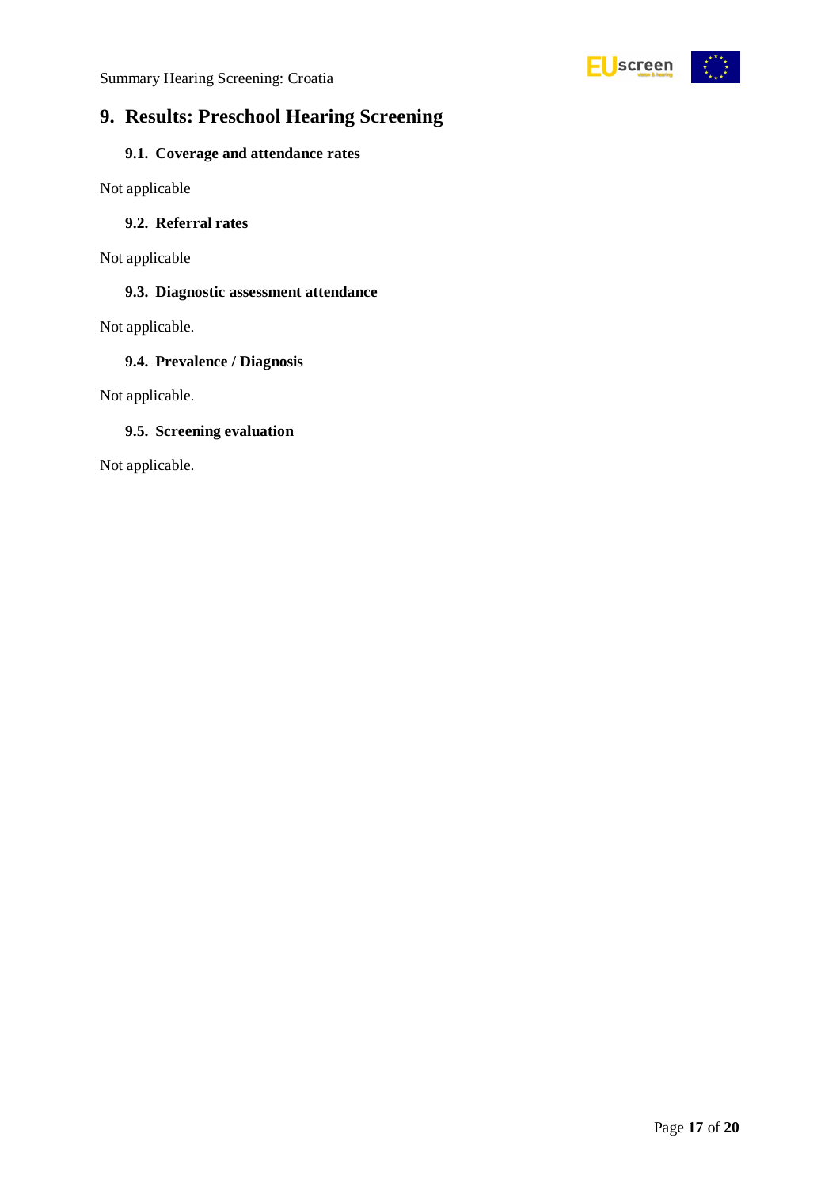# 9. Results: Preschool Hearing Screening

## 9.1. Coverage and attendance rates

Not applicable

## 9.2. Referral rates

Not applicable

## 9.3. Diagnostic assessment attendance

Not applicable.

## 9.4. Prevalence / Diagnosis

Not applicable.

## 9.5. Screening evaluation

Not applicable.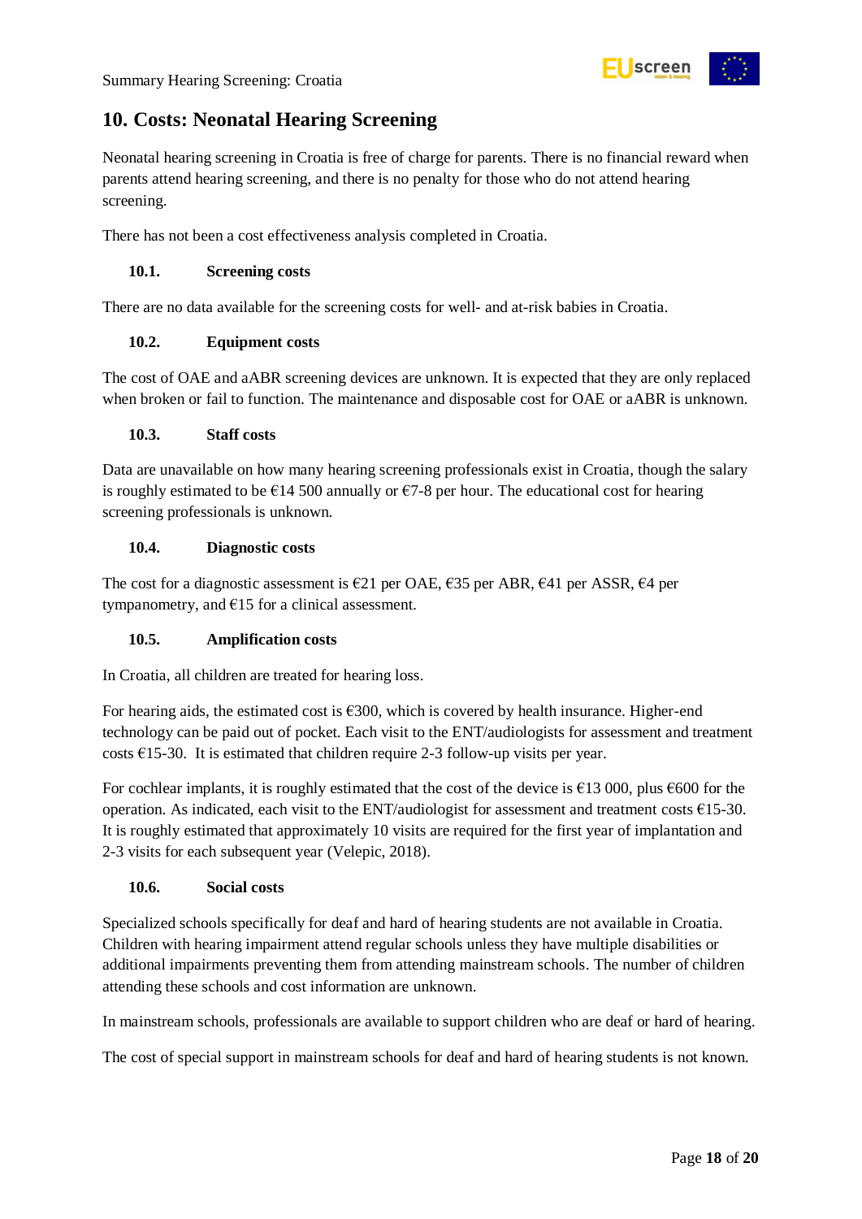## 10. Costs: Neonatal Hearing Screening

Neonatal hearing screening in Croatia is free of charge for parents. There is no financial reward when parents attend hearing screening, and there is no penalty for those who do not attend hearing screening.

There has not been a cost effectiveness analysis completed in Croatia.

### 10.1. Screening costs

There are no data available for the screening costs for well- and at-risk babies in Croatia.

### 10.2. Equipment costs

The cost of OAE and aABR screening devices are unknown. It is expected that they are only replaced when broken or fail to function. The maintenance and disposable cost for OAE or aABR is unknown.

### 10.3. Staff costs

Data are unavailable on how many hearing screening professionals exist in Croatia, though the salary is roughly estimated to be €14 500 annually or €7-8 per hour. The educational cost for hearing screening professionals is unknown.

### 10.4. Diagnostic costs

The cost for a diagnostic assessment is €21 per OAE, €35 per ABR, €41 per ASSR, €4 per tympanometry, and €15 for a clinical assessment.

### 10.5. Amplification costs

In Croatia, all children are treated for hearing loss.

For hearing aids, the estimated cost is €300, which is covered by health insurance. Higher-end technology can be paid out of pocket. Each visit to the ENT/audiologists for assessment and treatment costs €15-30. It is estimated that children require 2-3 follow-up visits per year.

For cochlear implants, it is roughly estimated that the cost of the device is €13 000, plus €600 for the operation. As indicated, each visit to the ENT/audiologist for assessment and treatment costs €15-30. It is roughly estimated that approximately 10 visits are required for the first year of implantation and 2-3 visits for each subsequent year (Velepic, 2018).

### 10.6. Social costs

Specialized schools specifically for deaf and hard of hearing students are not available in Croatia. Children with hearing impairment attend regular schools unless they have multiple disabilities or additional impairments preventing them from attending mainstream schools. The number of children attending these schools and cost information are unknown.

In mainstream schools, professionals are available to support children who are deaf or hard of hearing.

The cost of special support in mainstream schools for deaf and hard of hearing students is not known.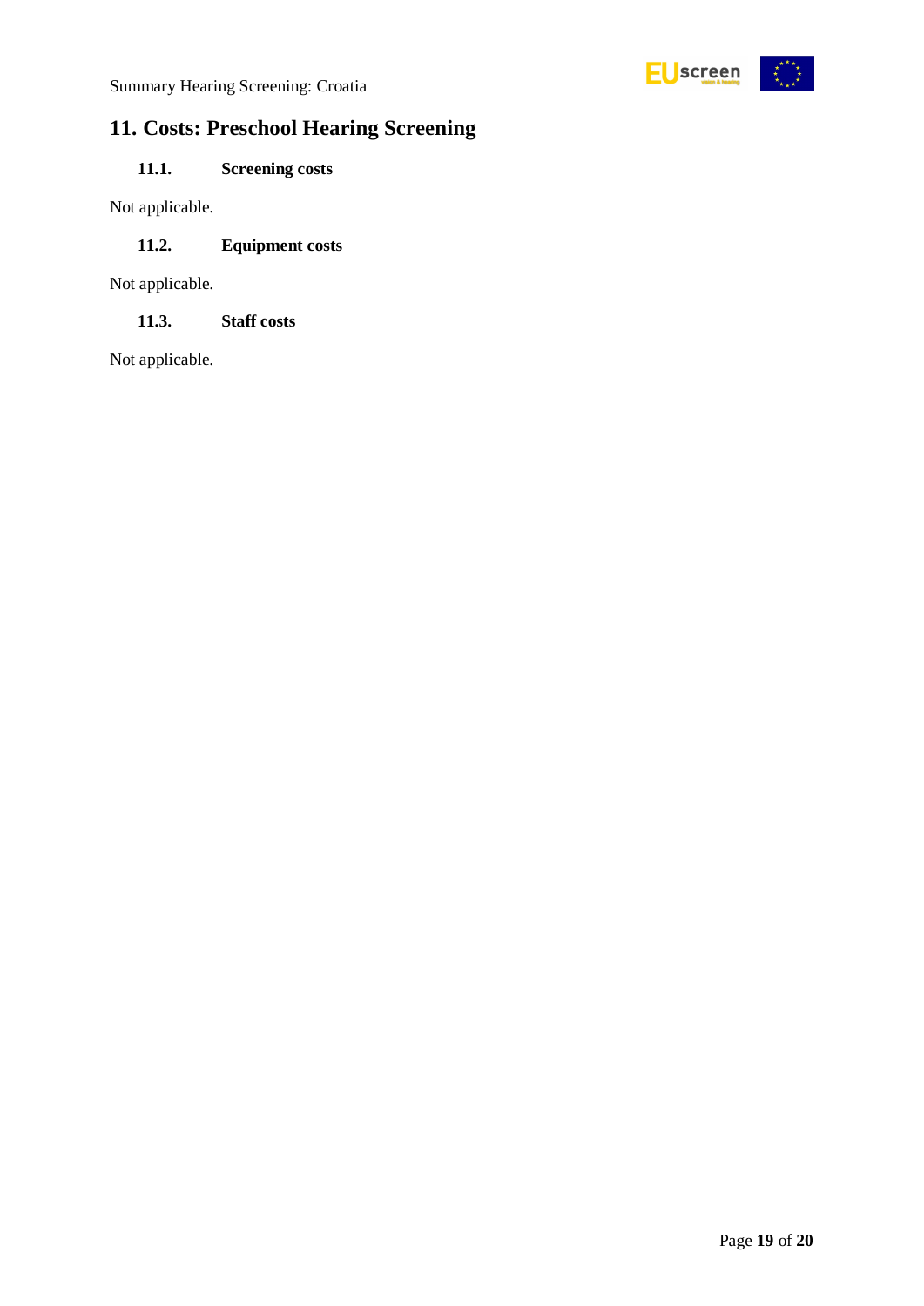## 11. Costs: Preschool Hearing Screening

### 11.1. Screening costs

Not applicable.

### 11.2. Equipment costs

Not applicable.

### 11.3. Staff costs

Not applicable.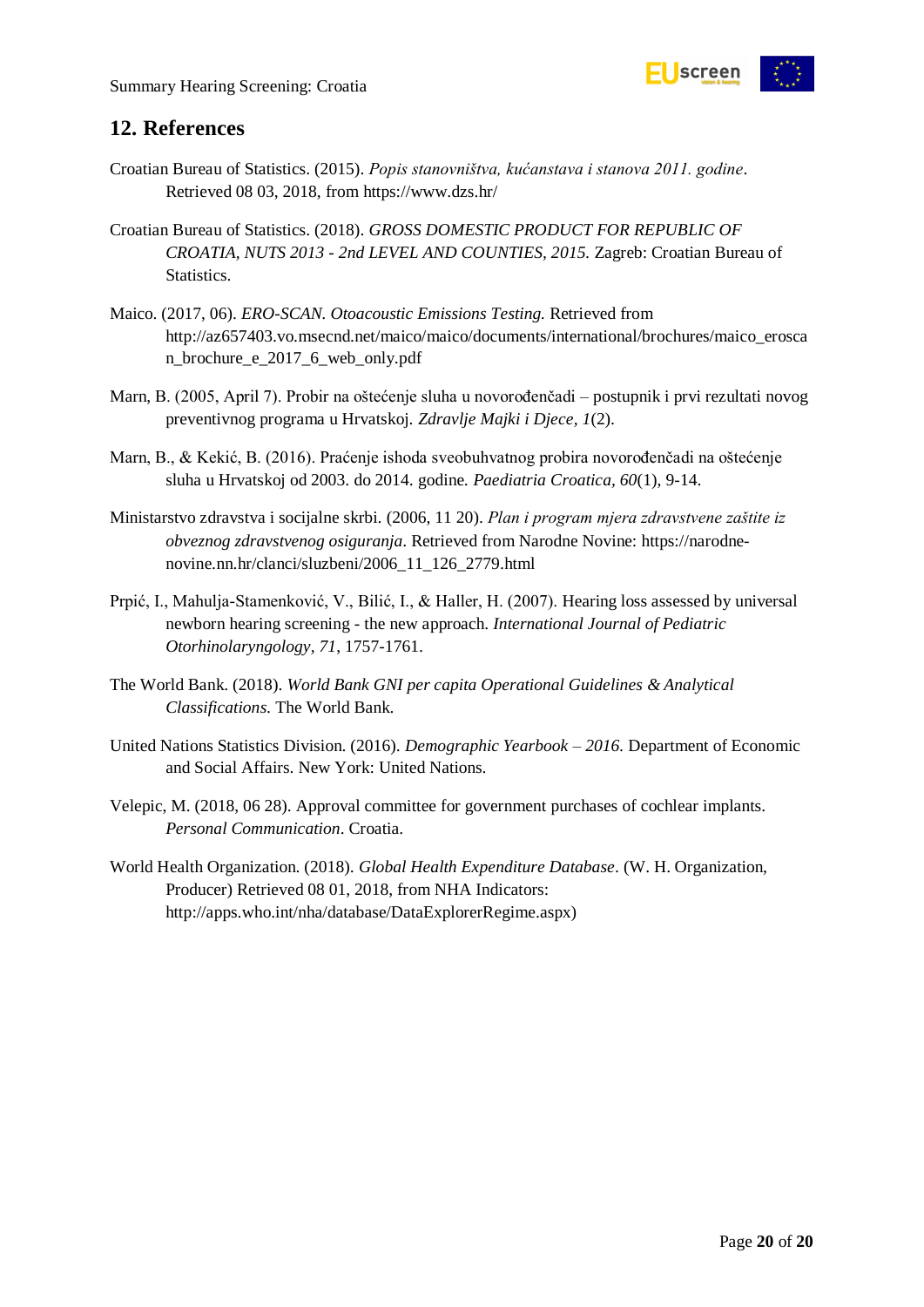## 12. References

Croatian Bureau of Statistics. (2015). *Popis stanovništva, kućanstava i stanova 2011. godine*. Retrieved 08 03, 2018, from https://www.dzs.hr/

Croatian Bureau of Statistics. (2018). *GROSS DOMESTIC PRODUCT FOR REPUBLIC OF CROATIA, NUTS 2013 - 2nd LEVEL AND COUNTIES, 2015.* Zagreb: Croatian Bureau of Statistics.

Maico. (2017, 06). *ERO-SCAN. Otoacoustic Emissions Testing.* Retrieved from http://az657403.vo.msecnd.net/maico/maico/documents/international/brochures/maico_eroscan_brochure_e_2017_6_web_only.pdf

Marn, B. (2005, April 7). Probir na oštećenje sluha u novorođenčadi – postupnik i prvi rezultati novog preventivnog programa u Hrvatskoj. *Zdravlje Majki i Djece, 1*(2).

Marn, B., & Kekić, B. (2016). Praćenje ishoda sveobuhvatnog probira novorođenčadi na oštećenje sluha u Hrvatskoj od 2003. do 2014. godine. *Paediatria Croatica, 60*(1), 9-14.

Ministarstvo zdravstva i socijalne skrbi. (2006, 11 20). *Plan i program mjera zdravstvene zaštite iz obveznog zdravstvenog osiguranja*. Retrieved from Narodne Novine: https://narodne-novine.nn.hr/clanci/sluzbeni/2006_11_126_2779.html

Prpić, I., Mahulja-Stamenković, V., Bilić, I., & Haller, H. (2007). Hearing loss assessed by universal newborn hearing screening - the new approach. *International Journal of Pediatric Otorhinolaryngology, 71*, 1757-1761.

The World Bank. (2018). *World Bank GNI per capita Operational Guidelines & Analytical Classifications.* The World Bank.

United Nations Statistics Division. (2016). *Demographic Yearbook – 2016.* Department of Economic and Social Affairs. New York: United Nations.

Velepic, M. (2018, 06 28). Approval committee for government purchases of cochlear implants. *Personal Communication*. Croatia.

World Health Organization. (2018). *Global Health Expenditure Database*. (W. H. Organization, Producer) Retrieved 08 01, 2018, from NHA Indicators: http://apps.who.int/nha/database/DataExplorerRegime.aspx)